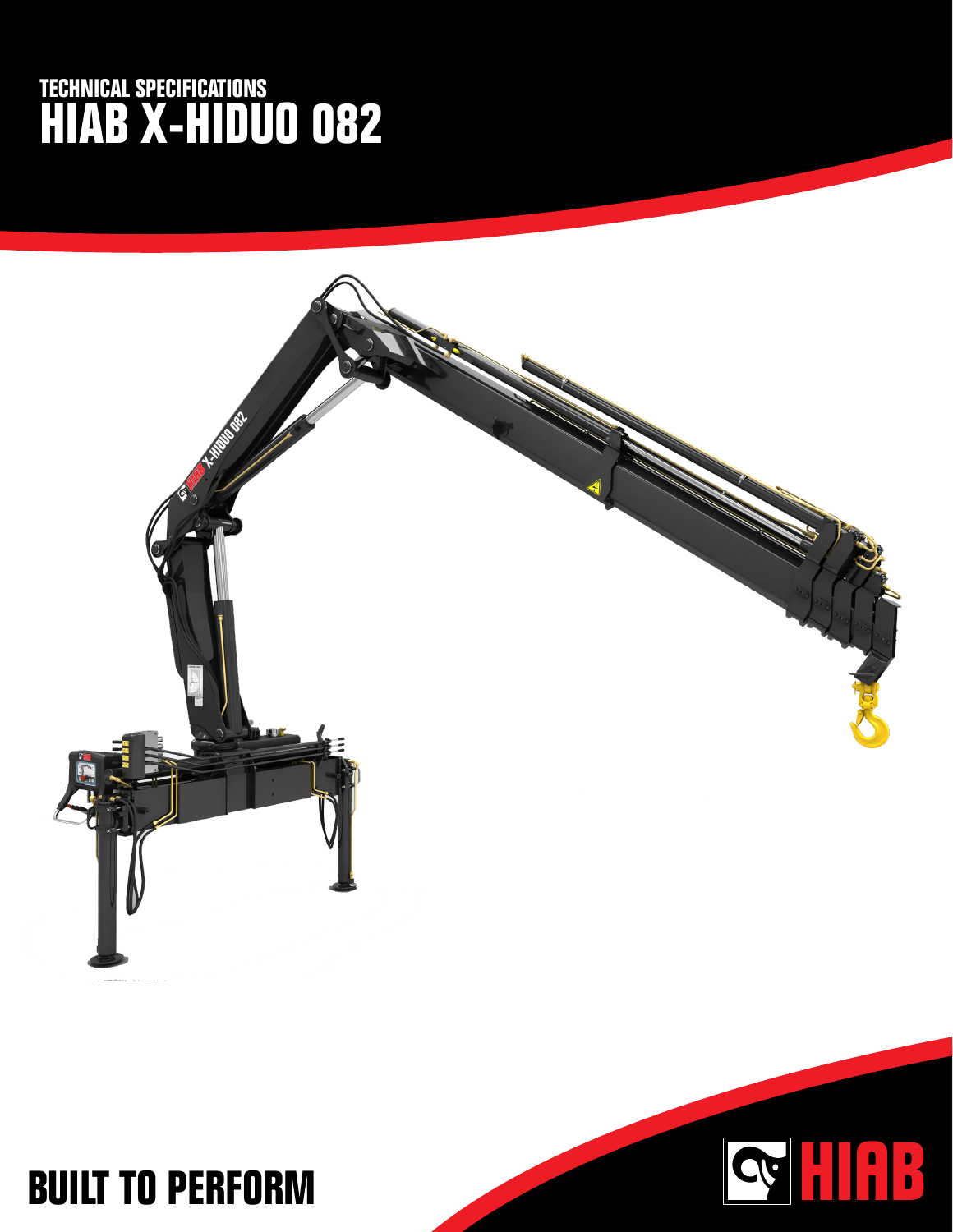# TECHNICAL SPECIFICATIONS
# HIAB X-HIDUO 082

BUILT TO PERFORM

HIAB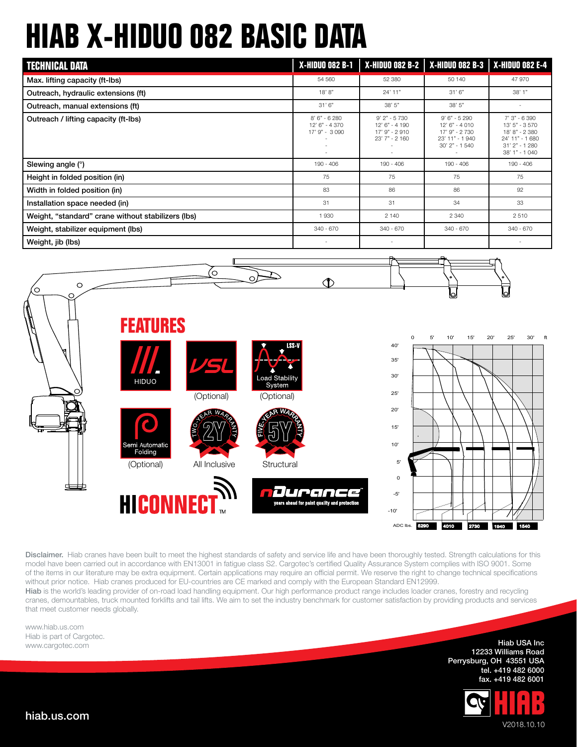# HIAB X-HIDUO 082 BASIC DATA

| TECHNICAL DATA | X-HIDUO 082 B-1 | X-HIDUO 082 B-2 | X-HIDUO 082 B-3 | X-HIDUO 082 E-4 |
|---|---|---|---|---|
| Max. lifting capacity (ft-lbs) | 54 560 | 52 380 | 50 140 | 47 970 |
| Outreach, hydraulic extensions (ft) | 18' 8" | 24' 11" | 31' 6" | 38' 1" |
| Outreach, manual extensions (ft) | 31' 6" | 38' 5" | 38' 5" | - |
| Outreach / lifting capacity (ft-lbs) | 8' 6" - 6 280<br>12' 6" - 4 370<br>17' 9" - 3 090<br>-<br>-<br>- | 9' 2" - 5 730<br>12' 6" - 4 190<br>17' 9" - 2 910<br>23' 7" - 2 160<br>-<br>- | 9' 6" - 5 290<br>12' 6" - 4 010<br>17' 9" - 2 730<br>23' 11" - 1 940<br>30' 2" - 1 540<br>- | 7' 3" - 6 390<br>13' 5" - 3 570<br>18' 8" - 2 380<br>24' 11" - 1 680<br>31' 2" - 1 280<br>38' 1" - 1 040 |
| Slewing angle (°) | 190 - 406 | 190 - 406 | 190 - 406 | 190 - 406 |
| Height in folded position (in) | 75 | 75 | 75 | 75 |
| Width in folded position (in) | 83 | 86 | 86 | 92 |
| Installation space needed (in) | 31 | 31 | 34 | 33 |
| Weight, "standard" crane without stabilizers (lbs) | 1 930 | 2 140 | 2 340 | 2 510 |
| Weight, stabilizer equipment (lbs) | 340 - 670 | 340 - 670 | 340 - 670 | 340 - 670 |
| Weight, jib (lbs) | - | - | | - |

## FEATURES

HIDUO

VSL (Optional)

LSS-V Load Stability System (Optional)

Semi Automatic Folding (Optional)

Two-Year Warranty 2Y All Inclusive

Five-Year Warranty 5Y Structural

HICONNECT™

nDurance™ years ahead for paint quality and protection

0 5' 10' 15' 20' 25' 30' ft

40' 35' 30' 25' 20' 15' 10' 5' 0 -5' -10'

ADC lbs. 5290 4010 2730 1940 1540

**Disclaimer.** Hiab cranes have been built to the highest standards of safety and service life and have been thoroughly tested. Strength calculations for this model have been carried out in accordance with EN13001 in fatigue class S2. Cargotec's certified Quality Assurance System complies with ISO 9001. Some of the items in our literature may be extra equipment. Certain applications may require an official permit. We reserve the right to change technical specifications without prior notice. Hiab cranes produced for EU-countries are CE marked and comply with the European Standard EN12999.

**Hiab** is the world's leading provider of on-road load handling equipment. Our high performance product range includes loader cranes, forestry and recycling cranes, demountables, truck mounted forklifts and tail lifts. We aim to set the industry benchmark for customer satisfaction by providing products and services that meet customer needs globally.

www.hiab.us.com
Hiab is part of Cargotec.
www.cargotec.com

Hiab USA Inc
12233 Williams Road
Perrysburg, OH 43551 USA
tel. +419 482 6000
fax. +419 482 6001

hiab.us.com

V2018.10.10